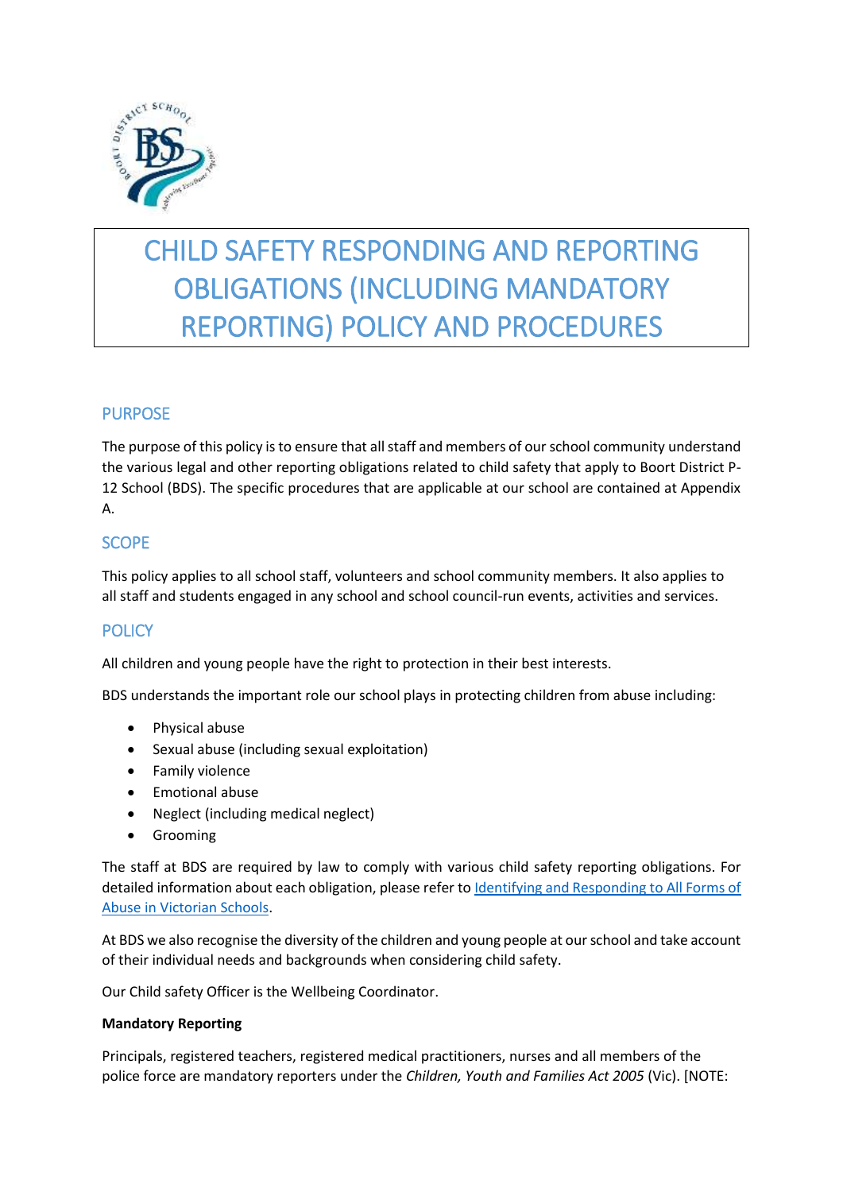# CHILD SAFETY RESPONDING AND REPORTING OBLIGATIONS (INCLUDING MANDATORY REPORTING) POLICY AND PROCEDURES

## PURPOSE

The purpose of this policy is to ensure that all staff and members of our school community understand the various legal and other reporting obligations related to child safety that apply to Boort District P-12 School (BDS). The specific procedures that are applicable at our school are contained at Appendix A.

## SCOPE

This policy applies to all school staff, volunteers and school community members. It also applies to all staff and students engaged in any school and school council-run events, activities and services.

## POLICY

All children and young people have the right to protection in their best interests.

BDS understands the important role our school plays in protecting children from abuse including:

- Physical abuse
- Sexual abuse (including sexual exploitation)
- Family violence
- Emotional abuse
- Neglect (including medical neglect)
- Grooming

The staff at BDS are required by law to comply with various child safety reporting obligations. For detailed information about each obligation, please refer to [Identifying and Responding to All Forms of Abuse in Victorian Schools](Identifying and Responding to All Forms of Abuse in Victorian Schools).

At BDS we also recognise the diversity of the children and young people at our school and take account of their individual needs and backgrounds when considering child safety.

Our Child safety Officer is the Wellbeing Coordinator.

**Mandatory Reporting**

Principals, registered teachers, registered medical practitioners, nurses and all members of the police force are mandatory reporters under the *Children, Youth and Families Act 2005* (Vic). [NOTE: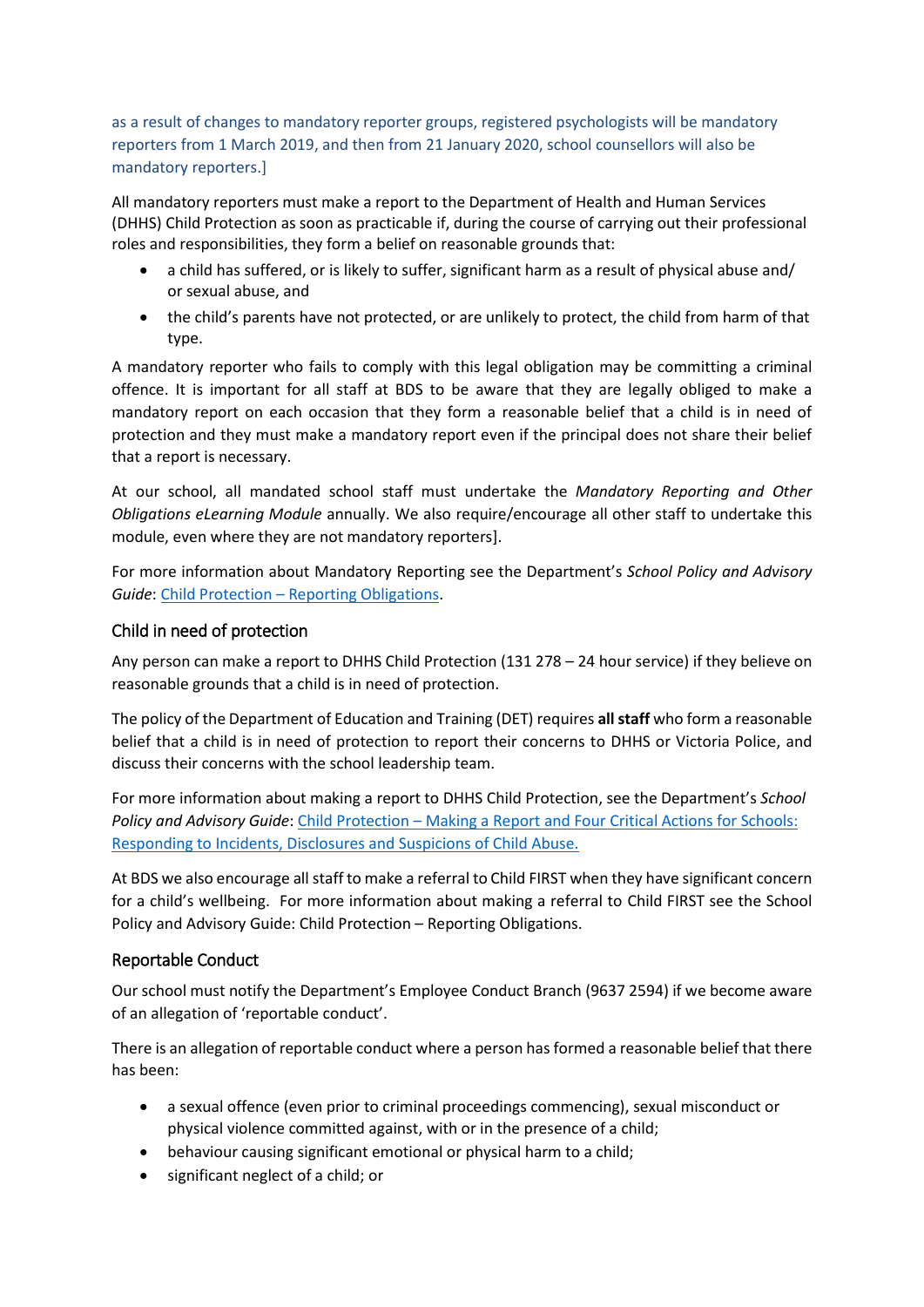as a result of changes to mandatory reporter groups, registered psychologists will be mandatory reporters from 1 March 2019, and then from 21 January 2020, school counsellors will also be mandatory reporters.]

All mandatory reporters must make a report to the Department of Health and Human Services (DHHS) Child Protection as soon as practicable if, during the course of carrying out their professional roles and responsibilities, they form a belief on reasonable grounds that:

- a child has suffered, or is likely to suffer, significant harm as a result of physical abuse and/ or sexual abuse, and
- the child's parents have not protected, or are unlikely to protect, the child from harm of that type.

A mandatory reporter who fails to comply with this legal obligation may be committing a criminal offence. It is important for all staff at BDS to be aware that they are legally obliged to make a mandatory report on each occasion that they form a reasonable belief that a child is in need of protection and they must make a mandatory report even if the principal does not share their belief that a report is necessary.

At our school, all mandated school staff must undertake the *Mandatory Reporting and Other Obligations eLearning Module* annually. We also require/encourage all other staff to undertake this module, even where they are not mandatory reporters].

For more information about Mandatory Reporting see the Department's *School Policy and Advisory Guide*: Child Protection – Reporting Obligations.

## Child in need of protection

Any person can make a report to DHHS Child Protection (131 278 – 24 hour service) if they believe on reasonable grounds that a child is in need of protection.

The policy of the Department of Education and Training (DET) requires **all staff** who form a reasonable belief that a child is in need of protection to report their concerns to DHHS or Victoria Police, and discuss their concerns with the school leadership team.

For more information about making a report to DHHS Child Protection, see the Department's *School Policy and Advisory Guide*: Child Protection – Making a Report and Four Critical Actions for Schools: Responding to Incidents, Disclosures and Suspicions of Child Abuse.

At BDS we also encourage all staff to make a referral to Child FIRST when they have significant concern for a child's wellbeing. For more information about making a referral to Child FIRST see the School Policy and Advisory Guide: Child Protection – Reporting Obligations.

## Reportable Conduct

Our school must notify the Department's Employee Conduct Branch (9637 2594) if we become aware of an allegation of 'reportable conduct'.

There is an allegation of reportable conduct where a person has formed a reasonable belief that there has been:

- a sexual offence (even prior to criminal proceedings commencing), sexual misconduct or physical violence committed against, with or in the presence of a child;
- behaviour causing significant emotional or physical harm to a child;
- significant neglect of a child; or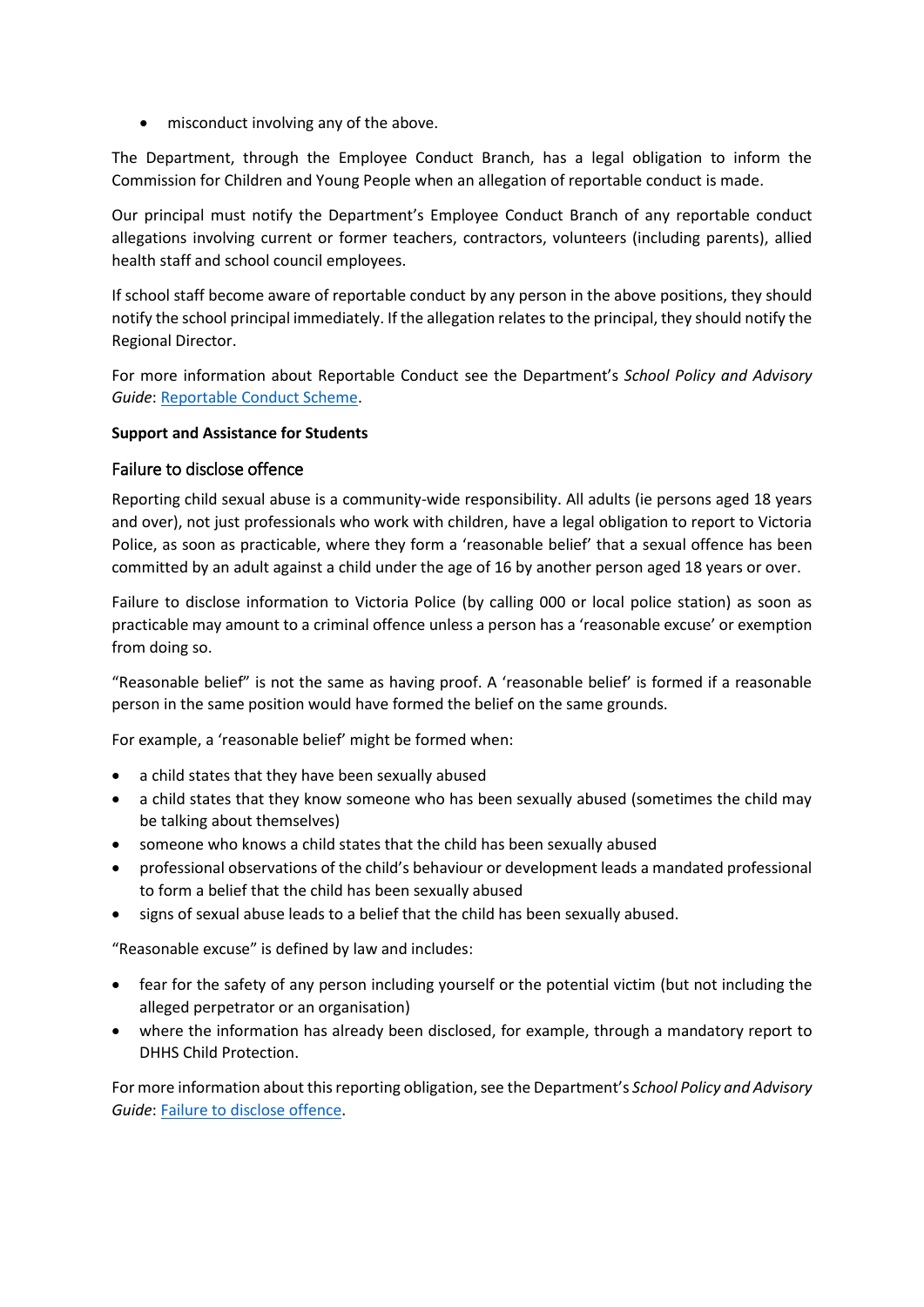- misconduct involving any of the above.

The Department, through the Employee Conduct Branch, has a legal obligation to inform the Commission for Children and Young People when an allegation of reportable conduct is made.

Our principal must notify the Department's Employee Conduct Branch of any reportable conduct allegations involving current or former teachers, contractors, volunteers (including parents), allied health staff and school council employees.

If school staff become aware of reportable conduct by any person in the above positions, they should notify the school principal immediately. If the allegation relates to the principal, they should notify the Regional Director.

For more information about Reportable Conduct see the Department's *School Policy and Advisory Guide*: [Reportable Conduct Scheme](Reportable Conduct Scheme).

**Support and Assistance for Students**

### Failure to disclose offence

Reporting child sexual abuse is a community-wide responsibility. All adults (ie persons aged 18 years and over), not just professionals who work with children, have a legal obligation to report to Victoria Police, as soon as practicable, where they form a 'reasonable belief' that a sexual offence has been committed by an adult against a child under the age of 16 by another person aged 18 years or over.

Failure to disclose information to Victoria Police (by calling 000 or local police station) as soon as practicable may amount to a criminal offence unless a person has a 'reasonable excuse' or exemption from doing so.

"Reasonable belief" is not the same as having proof. A 'reasonable belief' is formed if a reasonable person in the same position would have formed the belief on the same grounds.

For example, a 'reasonable belief' might be formed when:

- a child states that they have been sexually abused
- a child states that they know someone who has been sexually abused (sometimes the child may be talking about themselves)
- someone who knows a child states that the child has been sexually abused
- professional observations of the child's behaviour or development leads a mandated professional to form a belief that the child has been sexually abused
- signs of sexual abuse leads to a belief that the child has been sexually abused.

"Reasonable excuse" is defined by law and includes:

- fear for the safety of any person including yourself or the potential victim (but not including the alleged perpetrator or an organisation)
- where the information has already been disclosed, for example, through a mandatory report to DHHS Child Protection.

For more information about this reporting obligation, see the Department's *School Policy and Advisory Guide*: [Failure to disclose offence](Failure to disclose offence).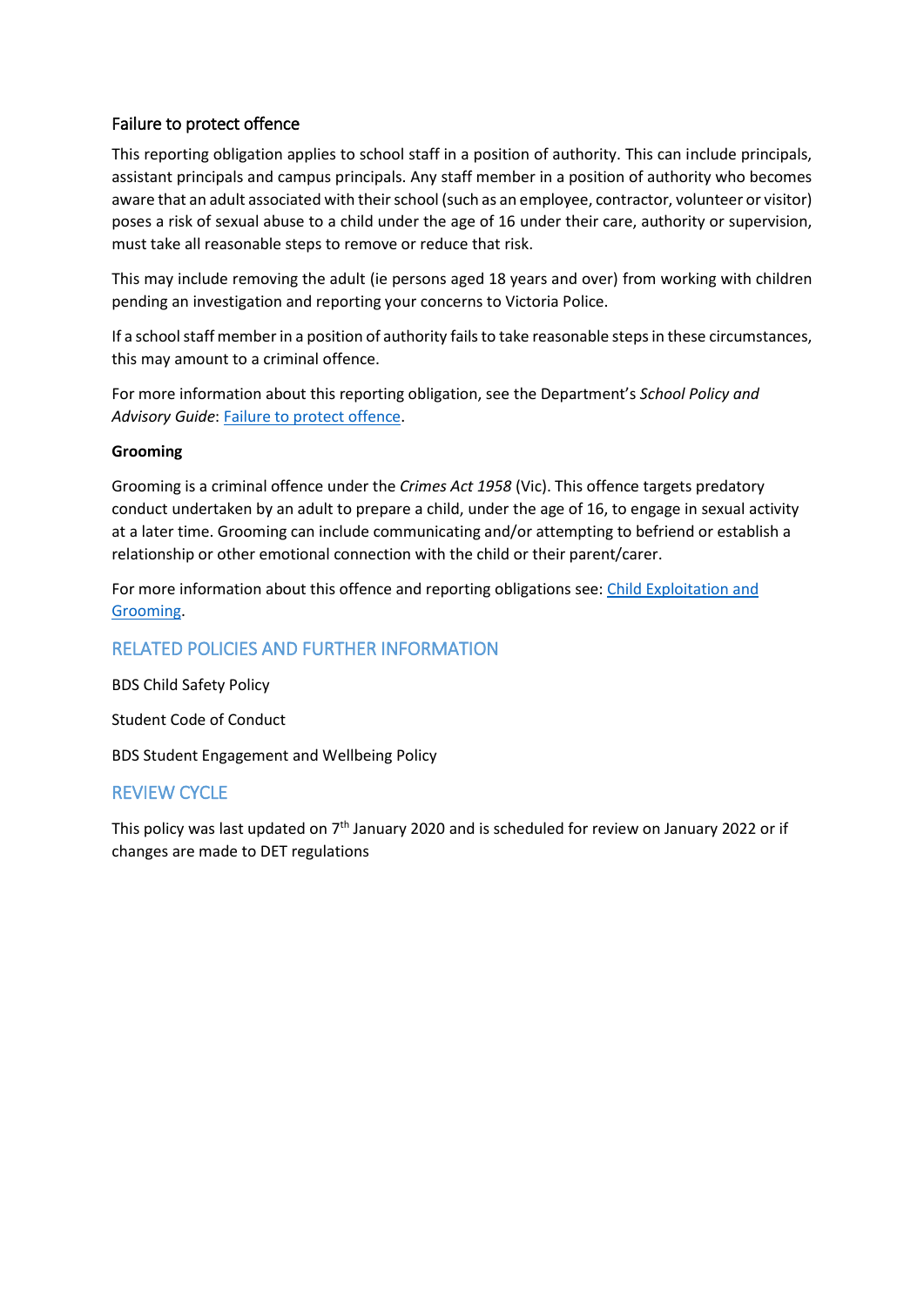### Failure to protect offence

This reporting obligation applies to school staff in a position of authority. This can include principals, assistant principals and campus principals. Any staff member in a position of authority who becomes aware that an adult associated with their school (such as an employee, contractor, volunteer or visitor) poses a risk of sexual abuse to a child under the age of 16 under their care, authority or supervision, must take all reasonable steps to remove or reduce that risk.

This may include removing the adult (ie persons aged 18 years and over) from working with children pending an investigation and reporting your concerns to Victoria Police.

If a school staff member in a position of authority fails to take reasonable steps in these circumstances, this may amount to a criminal offence.

For more information about this reporting obligation, see the Department's *School Policy and Advisory Guide*: Failure to protect offence.

**Grooming**

Grooming is a criminal offence under the *Crimes Act 1958* (Vic). This offence targets predatory conduct undertaken by an adult to prepare a child, under the age of 16, to engage in sexual activity at a later time. Grooming can include communicating and/or attempting to befriend or establish a relationship or other emotional connection with the child or their parent/carer.

For more information about this offence and reporting obligations see: Child Exploitation and Grooming.

## RELATED POLICIES AND FURTHER INFORMATION

BDS Child Safety Policy

Student Code of Conduct

BDS Student Engagement and Wellbeing Policy

## REVIEW CYCLE

This policy was last updated on 7th January 2020 and is scheduled for review on January 2022 or if changes are made to DET regulations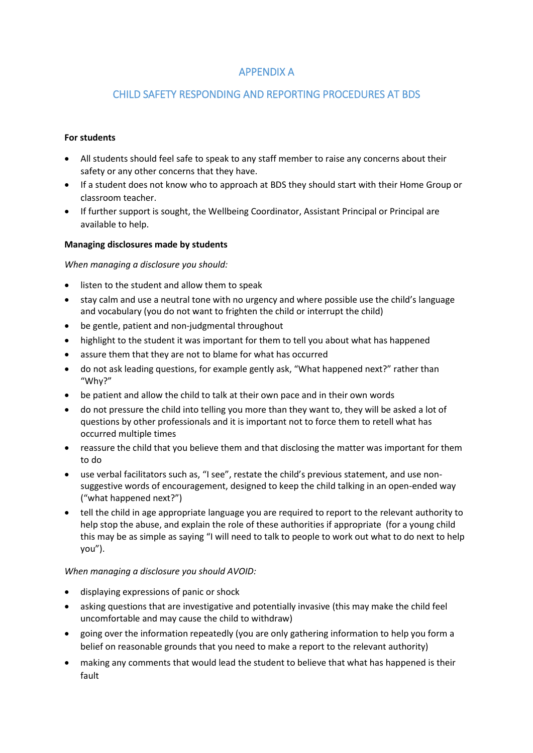## APPENDIX A

## CHILD SAFETY RESPONDING AND REPORTING PROCEDURES AT BDS

**For students**

- All students should feel safe to speak to any staff member to raise any concerns about their safety or any other concerns that they have.
- If a student does not know who to approach at BDS they should start with their Home Group or classroom teacher.
- If further support is sought, the Wellbeing Coordinator, Assistant Principal or Principal are available to help.

**Managing disclosures made by students**

*When managing a disclosure you should:*

- listen to the student and allow them to speak
- stay calm and use a neutral tone with no urgency and where possible use the child's language and vocabulary (you do not want to frighten the child or interrupt the child)
- be gentle, patient and non-judgmental throughout
- highlight to the student it was important for them to tell you about what has happened
- assure them that they are not to blame for what has occurred
- do not ask leading questions, for example gently ask, "What happened next?" rather than "Why?"
- be patient and allow the child to talk at their own pace and in their own words
- do not pressure the child into telling you more than they want to, they will be asked a lot of questions by other professionals and it is important not to force them to retell what has occurred multiple times
- reassure the child that you believe them and that disclosing the matter was important for them to do
- use verbal facilitators such as, "I see", restate the child's previous statement, and use non-suggestive words of encouragement, designed to keep the child talking in an open-ended way ("what happened next?")
- tell the child in age appropriate language you are required to report to the relevant authority to help stop the abuse, and explain the role of these authorities if appropriate (for a young child this may be as simple as saying "I will need to talk to people to work out what to do next to help you").

*When managing a disclosure you should AVOID:*

- displaying expressions of panic or shock
- asking questions that are investigative and potentially invasive (this may make the child feel uncomfortable and may cause the child to withdraw)
- going over the information repeatedly (you are only gathering information to help you form a belief on reasonable grounds that you need to make a report to the relevant authority)
- making any comments that would lead the student to believe that what has happened is their fault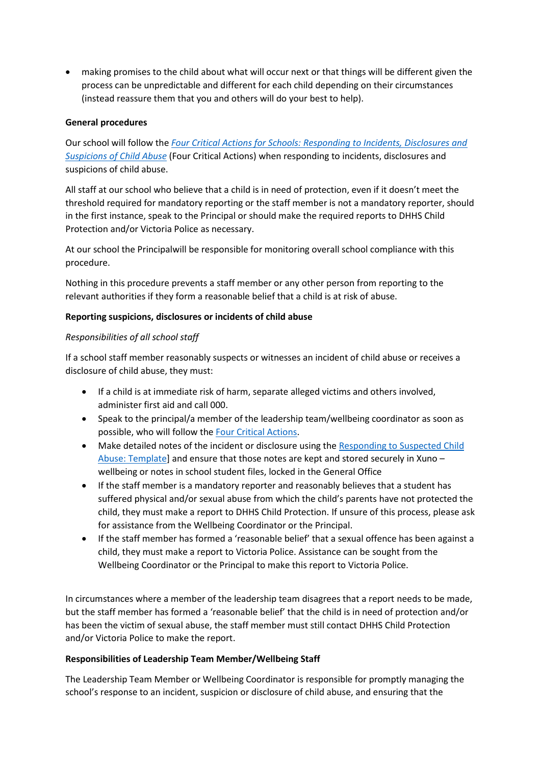- making promises to the child about what will occur next or that things will be different given the process can be unpredictable and different for each child depending on their circumstances (instead reassure them that you and others will do your best to help).

**General procedures**

Our school will follow the *Four Critical Actions for Schools: Responding to Incidents, Disclosures and Suspicions of Child Abuse* (Four Critical Actions) when responding to incidents, disclosures and suspicions of child abuse.

All staff at our school who believe that a child is in need of protection, even if it doesn't meet the threshold required for mandatory reporting or the staff member is not a mandatory reporter, should in the first instance, speak to the Principal or should make the required reports to DHHS Child Protection and/or Victoria Police as necessary.

At our school the Principalwill be responsible for monitoring overall school compliance with this procedure.

Nothing in this procedure prevents a staff member or any other person from reporting to the relevant authorities if they form a reasonable belief that a child is at risk of abuse.

**Reporting suspicions, disclosures or incidents of child abuse**

*Responsibilities of all school staff*

If a school staff member reasonably suspects or witnesses an incident of child abuse or receives a disclosure of child abuse, they must:

- If a child is at immediate risk of harm, separate alleged victims and others involved, administer first aid and call 000.
- Speak to the principal/a member of the leadership team/wellbeing coordinator as soon as possible, who will follow the Four Critical Actions.
- Make detailed notes of the incident or disclosure using the Responding to Suspected Child Abuse: Template] and ensure that those notes are kept and stored securely in Xuno – wellbeing or notes in school student files, locked in the General Office
- If the staff member is a mandatory reporter and reasonably believes that a student has suffered physical and/or sexual abuse from which the child's parents have not protected the child, they must make a report to DHHS Child Protection. If unsure of this process, please ask for assistance from the Wellbeing Coordinator or the Principal.
- If the staff member has formed a 'reasonable belief' that a sexual offence has been against a child, they must make a report to Victoria Police. Assistance can be sought from the Wellbeing Coordinator or the Principal to make this report to Victoria Police.

In circumstances where a member of the leadership team disagrees that a report needs to be made, but the staff member has formed a 'reasonable belief' that the child is in need of protection and/or has been the victim of sexual abuse, the staff member must still contact DHHS Child Protection and/or Victoria Police to make the report.

**Responsibilities of Leadership Team Member/Wellbeing Staff**

The Leadership Team Member or Wellbeing Coordinator is responsible for promptly managing the school's response to an incident, suspicion or disclosure of child abuse, and ensuring that the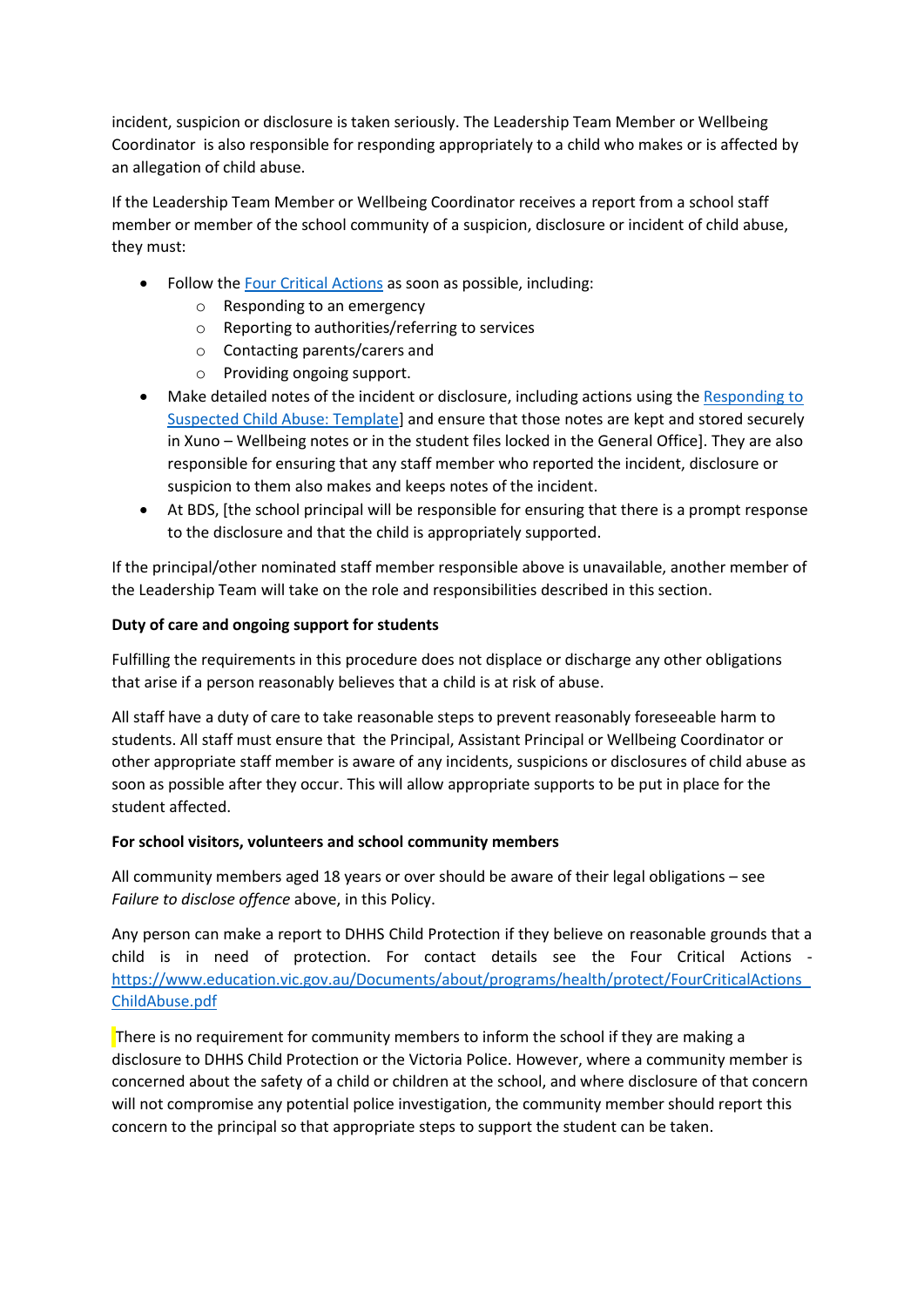incident, suspicion or disclosure is taken seriously. The Leadership Team Member or Wellbeing Coordinator is also responsible for responding appropriately to a child who makes or is affected by an allegation of child abuse.

If the Leadership Team Member or Wellbeing Coordinator receives a report from a school staff member or member of the school community of a suspicion, disclosure or incident of child abuse, they must:

- Follow the [Four Critical Actions](https://www.education.vic.gov.au/Documents/about/programs/health/protect/FourCriticalActions_ChildAbuse.pdf) as soon as possible, including:
  - Responding to an emergency
  - Reporting to authorities/referring to services
  - Contacting parents/carers and
  - Providing ongoing support.
- Make detailed notes of the incident or disclosure, including actions using the [Responding to Suspected Child Abuse: Template]] and ensure that those notes are kept and stored securely in Xuno – Wellbeing notes or in the student files locked in the General Office]. They are also responsible for ensuring that any staff member who reported the incident, disclosure or suspicion to them also makes and keeps notes of the incident.
- At BDS, [the school principal will be responsible for ensuring that there is a prompt response to the disclosure and that the child is appropriately supported.

If the principal/other nominated staff member responsible above is unavailable, another member of the Leadership Team will take on the role and responsibilities described in this section.

**Duty of care and ongoing support for students**

Fulfilling the requirements in this procedure does not displace or discharge any other obligations that arise if a person reasonably believes that a child is at risk of abuse.

All staff have a duty of care to take reasonable steps to prevent reasonably foreseeable harm to students. All staff must ensure that the Principal, Assistant Principal or Wellbeing Coordinator or other appropriate staff member is aware of any incidents, suspicions or disclosures of child abuse as soon as possible after they occur. This will allow appropriate supports to be put in place for the student affected.

**For school visitors, volunteers and school community members**

All community members aged 18 years or over should be aware of their legal obligations – see *Failure to disclose offence* above, in this Policy.

Any person can make a report to DHHS Child Protection if they believe on reasonable grounds that a child is in need of protection. For contact details see the Four Critical Actions - https://www.education.vic.gov.au/Documents/about/programs/health/protect/FourCriticalActions_ChildAbuse.pdf

There is no requirement for community members to inform the school if they are making a disclosure to DHHS Child Protection or the Victoria Police. However, where a community member is concerned about the safety of a child or children at the school, and where disclosure of that concern will not compromise any potential police investigation, the community member should report this concern to the principal so that appropriate steps to support the student can be taken.